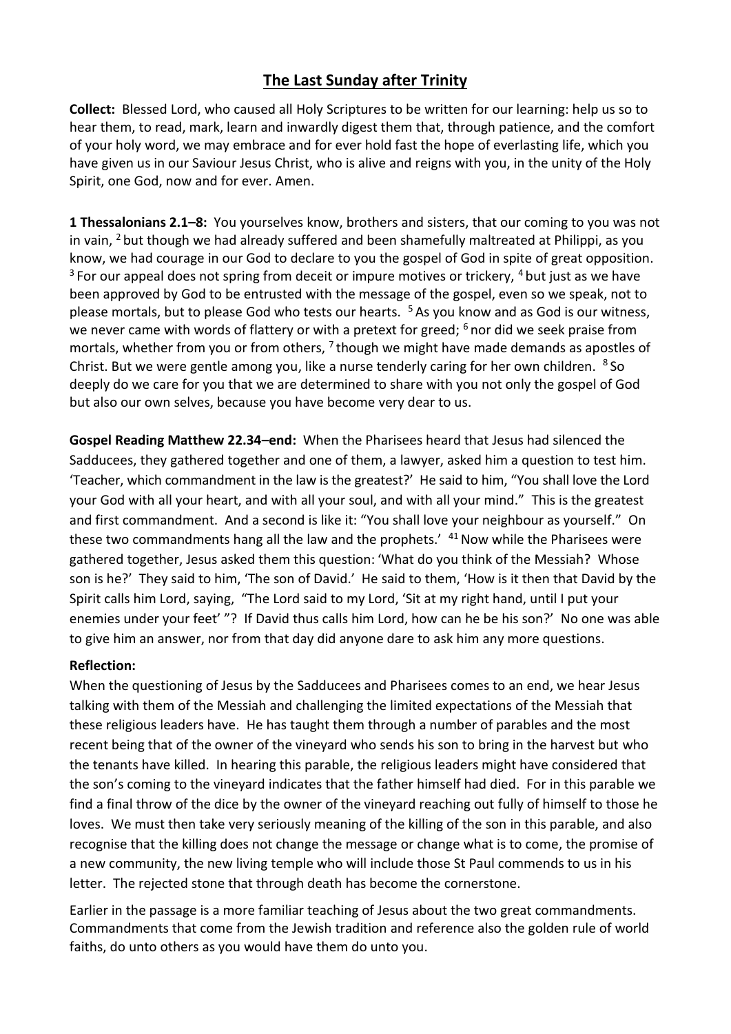# **The Last Sunday after Trinity**

**Collect:** Blessed Lord, who caused all Holy Scriptures to be written for our learning: help us so to hear them, to read, mark, learn and inwardly digest them that, through patience, and the comfort of your holy word, we may embrace and for ever hold fast the hope of everlasting life, which you have given us in our Saviour Jesus Christ, who is alive and reigns with you, in the unity of the Holy Spirit, one God, now and for ever. Amen.

**1 Thessalonians 2.1–8:** You yourselves know, brothers and sisters, that our coming to you was not in vain, [2] but though we had already suffered and been shamefully maltreated at Philippi, as you know, we had courage in our God to declare to you the gospel of God in spite of great opposition. [3] For our appeal does not spring from deceit or impure motives or trickery, [4] but just as we have been approved by God to be entrusted with the message of the gospel, even so we speak, not to please mortals, but to please God who tests our hearts. [5] As you know and as God is our witness, we never came with words of flattery or with a pretext for greed; [6] nor did we seek praise from mortals, whether from you or from others, [7] though we might have made demands as apostles of Christ. But we were gentle among you, like a nurse tenderly caring for her own children. [8] So deeply do we care for you that we are determined to share with you not only the gospel of God but also our own selves, because you have become very dear to us.

**Gospel Reading Matthew 22.34–end:** When the Pharisees heard that Jesus had silenced the Sadducees, they gathered together and one of them, a lawyer, asked him a question to test him. 'Teacher, which commandment in the law is the greatest?' He said to him, "You shall love the Lord your God with all your heart, and with all your soul, and with all your mind." This is the greatest and first commandment. And a second is like it: "You shall love your neighbour as yourself." On these two commandments hang all the law and the prophets.' [41] Now while the Pharisees were gathered together, Jesus asked them this question: 'What do you think of the Messiah? Whose son is he?' They said to him, 'The son of David.' He said to them, 'How is it then that David by the Spirit calls him Lord, saying, "The Lord said to my Lord, 'Sit at my right hand, until I put your enemies under your feet' "? If David thus calls him Lord, how can he be his son?' No one was able to give him an answer, nor from that day did anyone dare to ask him any more questions.

**Reflection:**

When the questioning of Jesus by the Sadducees and Pharisees comes to an end, we hear Jesus talking with them of the Messiah and challenging the limited expectations of the Messiah that these religious leaders have. He has taught them through a number of parables and the most recent being that of the owner of the vineyard who sends his son to bring in the harvest but who the tenants have killed. In hearing this parable, the religious leaders might have considered that the son's coming to the vineyard indicates that the father himself had died. For in this parable we find a final throw of the dice by the owner of the vineyard reaching out fully of himself to those he loves. We must then take very seriously meaning of the killing of the son in this parable, and also recognise that the killing does not change the message or change what is to come, the promise of a new community, the new living temple who will include those St Paul commends to us in his letter. The rejected stone that through death has become the cornerstone.

Earlier in the passage is a more familiar teaching of Jesus about the two great commandments. Commandments that come from the Jewish tradition and reference also the golden rule of world faiths, do unto others as you would have them do unto you.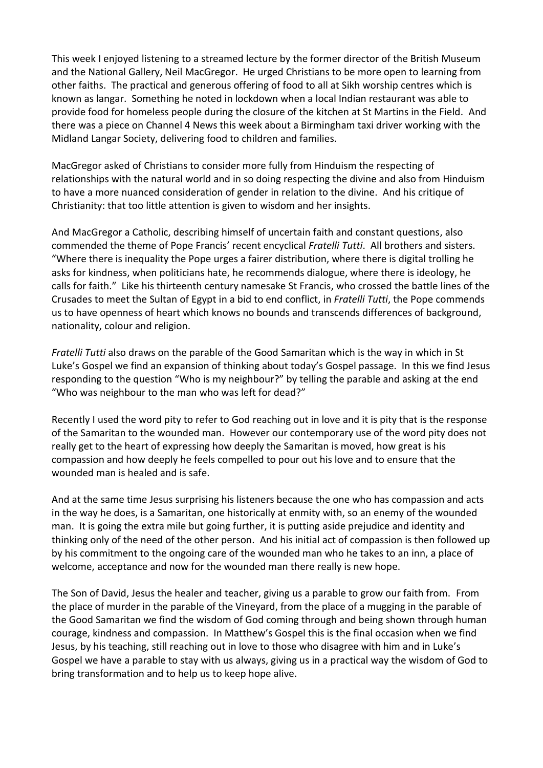This week I enjoyed listening to a streamed lecture by the former director of the British Museum and the National Gallery, Neil MacGregor. He urged Christians to be more open to learning from other faiths. The practical and generous offering of food to all at Sikh worship centres which is known as langar. Something he noted in lockdown when a local Indian restaurant was able to provide food for homeless people during the closure of the kitchen at St Martins in the Field. And there was a piece on Channel 4 News this week about a Birmingham taxi driver working with the Midland Langar Society, delivering food to children and families.

MacGregor asked of Christians to consider more fully from Hinduism the respecting of relationships with the natural world and in so doing respecting the divine and also from Hinduism to have a more nuanced consideration of gender in relation to the divine. And his critique of Christianity: that too little attention is given to wisdom and her insights.

And MacGregor a Catholic, describing himself of uncertain faith and constant questions, also commended the theme of Pope Francis' recent encyclical *Fratelli Tutti*. All brothers and sisters. "Where there is inequality the Pope urges a fairer distribution, where there is digital trolling he asks for kindness, when politicians hate, he recommends dialogue, where there is ideology, he calls for faith." Like his thirteenth century namesake St Francis, who crossed the battle lines of the Crusades to meet the Sultan of Egypt in a bid to end conflict, in *Fratelli Tutti*, the Pope commends us to have openness of heart which knows no bounds and transcends differences of background, nationality, colour and religion.

*Fratelli Tutti* also draws on the parable of the Good Samaritan which is the way in which in St Luke's Gospel we find an expansion of thinking about today's Gospel passage. In this we find Jesus responding to the question "Who is my neighbour?" by telling the parable and asking at the end "Who was neighbour to the man who was left for dead?"

Recently I used the word pity to refer to God reaching out in love and it is pity that is the response of the Samaritan to the wounded man. However our contemporary use of the word pity does not really get to the heart of expressing how deeply the Samaritan is moved, how great is his compassion and how deeply he feels compelled to pour out his love and to ensure that the wounded man is healed and is safe.

And at the same time Jesus surprising his listeners because the one who has compassion and acts in the way he does, is a Samaritan, one historically at enmity with, so an enemy of the wounded man. It is going the extra mile but going further, it is putting aside prejudice and identity and thinking only of the need of the other person. And his initial act of compassion is then followed up by his commitment to the ongoing care of the wounded man who he takes to an inn, a place of welcome, acceptance and now for the wounded man there really is new hope.

The Son of David, Jesus the healer and teacher, giving us a parable to grow our faith from. From the place of murder in the parable of the Vineyard, from the place of a mugging in the parable of the Good Samaritan we find the wisdom of God coming through and being shown through human courage, kindness and compassion. In Matthew's Gospel this is the final occasion when we find Jesus, by his teaching, still reaching out in love to those who disagree with him and in Luke's Gospel we have a parable to stay with us always, giving us in a practical way the wisdom of God to bring transformation and to help us to keep hope alive.